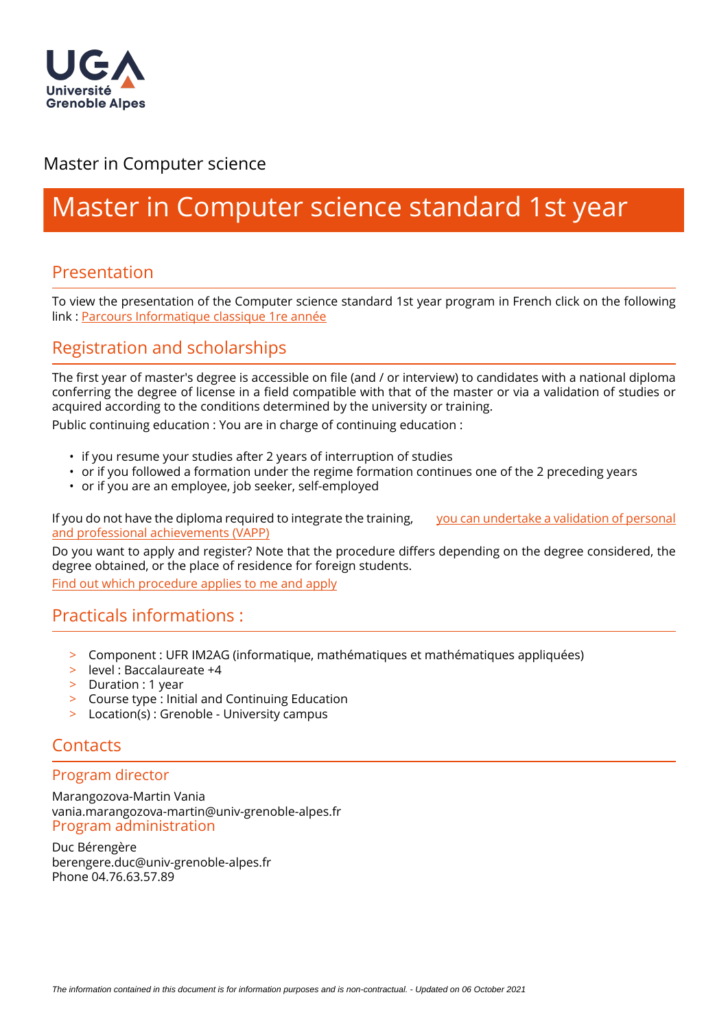Master in Computer science

# Master in Computer science standard 1st year

## Presentation

To view the presentation of the Computer science standard 1st year program in French click on the following link : Parcours Informatique classique 1re année

## Registration and scholarships

The first year of master's degree is accessible on file (and / or interview) to candidates with a national diploma conferring the degree of license in a field compatible with that of the master or via a validation of studies or acquired according to the conditions determined by the university or training.

Public continuing education : You are in charge of continuing education :

- if you resume your studies after 2 years of interruption of studies
- or if you followed a formation under the regime formation continues one of the 2 preceding years
- or if you are an employee, job seeker, self-employed

If you do not have the diploma required to integrate the training, you can undertake a validation of personal and professional achievements (VAPP)

Do you want to apply and register? Note that the procedure differs depending on the degree considered, the degree obtained, or the place of residence for foreign students.

Find out which procedure applies to me and apply

## Practicals informations :

- Component : UFR IM2AG (informatique, mathématiques et mathématiques appliquées)
- level : Baccalaureate +4
- Duration : 1 year
- Course type : Initial and Continuing Education
- Location(s) : Grenoble - University campus

## Contacts

### Program director

Marangozova-Martin Vania
vania.marangozova-martin@univ-grenoble-alpes.fr

### Program administration

Duc Bérengère
berengere.duc@univ-grenoble-alpes.fr
Phone 04.76.63.57.89

*The information contained in this document is for information purposes and is non-contractual. - Updated on 06 October 2021*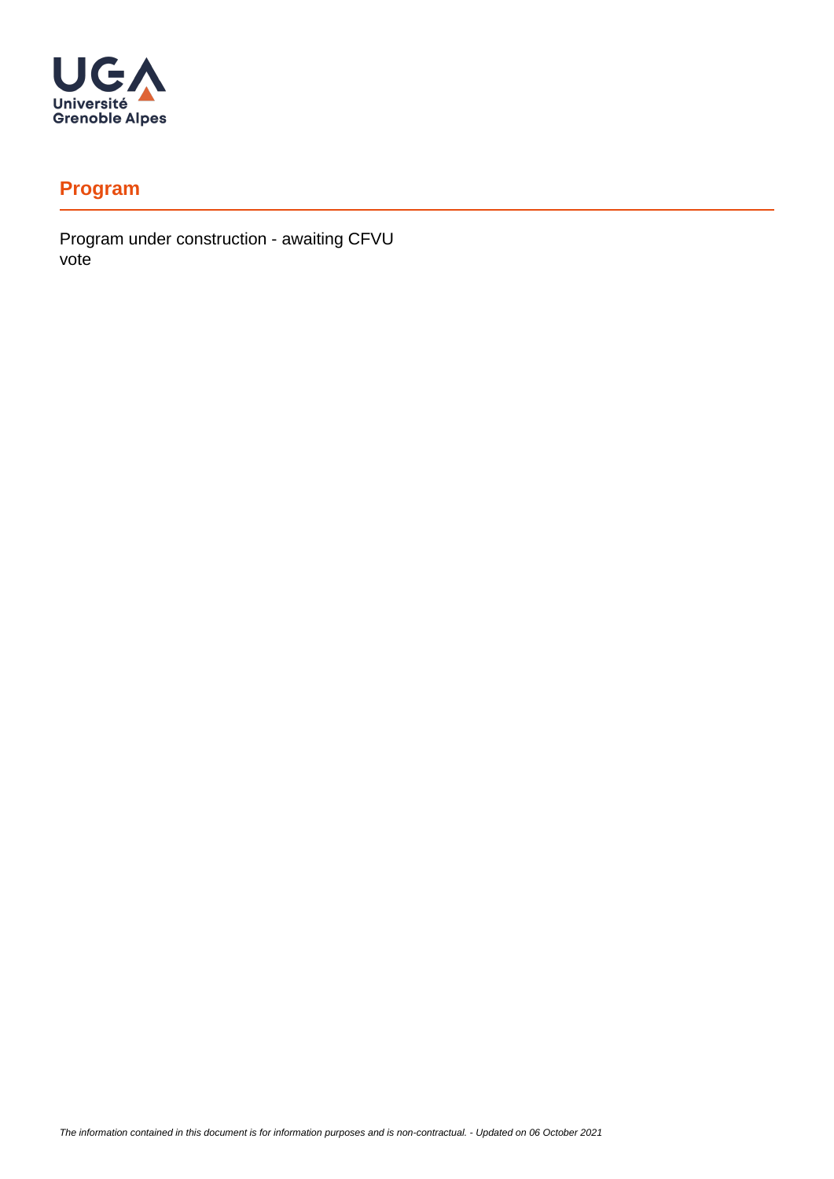## Program

Program under construction - awaiting CFVU vote

*The information contained in this document is for information purposes and is non-contractual. - Updated on 06 October 2021*